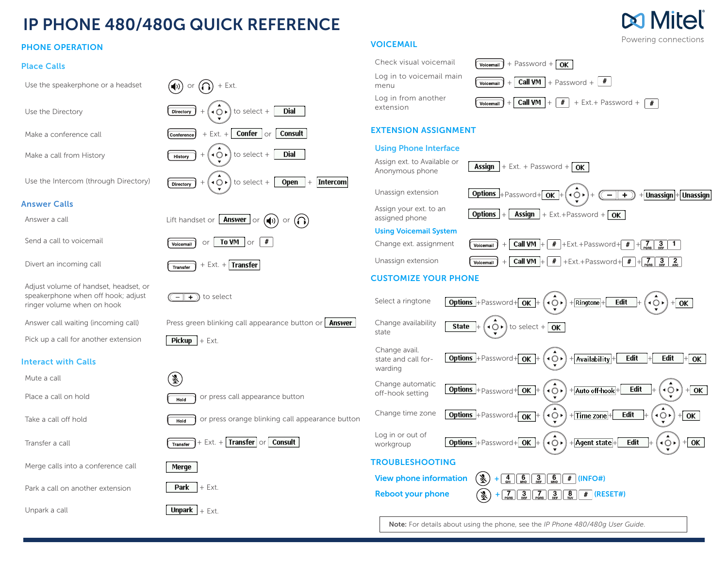# IP PHONE 480/480G QUICK REFERENCE

Mitel — Powering connections

## PHONE OPERATION

### Place Calls

| Action | Keys |
| --- | --- |
| Use the speakerphone or a headset | Speaker or Headset + Ext. |
| Use the Directory | Directory + Navigation to select + Dial |
| Make a conference call | Conference + Ext. + Confer or Consult |
| Make a call from History | History + Navigation to select + Dial |
| Use the Intercom (through Directory) | Directory + Navigation to select + Open + Intercom |

### Answer Calls

| Action | Keys |
| --- | --- |
| Answer a call | Lift handset or Answer or Speaker or Headset |
| Send a call to voicemail | Voicemail or To VM or # |
| Divert an incoming call | Transfer + Ext. + Transfer |
| Adjust volume of handset, headset, or speakerphone when off hook; adjust ringer volume when on hook | – + to select |
| Answer call waiting (incoming call) | Press green blinking call appearance button or Answer |
| Pick up a call for another extension | Pickup + Ext. |

### Interact with Calls

| Action | Keys |
| --- | --- |
| Mute a call | Mute |
| Place a call on hold | Hold or press call appearance button |
| Take a call off hold | Hold or press orange blinking call appearance button |
| Transfer a call | Transfer + Ext. + Transfer or Consult |
| Merge calls into a conference call | Merge |
| Park a call on another extension | Park + Ext. |
| Unpark a call | Unpark + Ext. |

## VOICEMAIL

| Action | Keys |
| --- | --- |
| Check visual voicemail | Voicemail + Password + OK |
| Log in to voicemail main menu | Voicemail + Call VM + Password + # |
| Log in from another extension | Voicemail + Call VM + # + Ext.+ Password + # |

## EXTENSION ASSIGNMENT

### Using Phone Interface

| Action | Keys |
| --- | --- |
| Assign ext. to Available or Anonymous phone | Assign + Ext. + Password + OK |
| Unassign extension | Options +Password+ OK + Navigation + – + + Unassign + Unassign |
| Assign your ext. to an assigned phone | Options + Assign + Ext.+Password + OK |

### Using Voicemail System

| Action | Keys |
| --- | --- |
| Change ext. assignment | Voicemail + Call VM + # +Ext.+Password+ # + 7 3 1 |
| Unassign extension | Voicemail + Call VM + # +Ext.+Password+ # + 7 3 2 |

## CUSTOMIZE YOUR PHONE

| Action | Keys |
| --- | --- |
| Select a ringtone | Options +Password+ OK + Navigation + Ringtone + Edit + Navigation + OK |
| Change availability state | State + Navigation to select + OK |
| Change avail. state and call forwarding | Options +Password+ OK + Navigation + Availability + Edit + Edit + OK |
| Change automatic off-hook setting | Options +Password+ OK + Navigation + Auto off-hook + Edit + Navigation + OK |
| Change time zone | Options +Password+ OK + Navigation + Time zone + Edit + Navigation + OK |
| Log in or out of workgroup | Options +Password+ OK + Navigation + Agent state + Edit + Navigation + OK |

## TROUBLESHOOTING

| Action | Keys |
| --- | --- |
| View phone information | Mute + 4 6 3 6 # (INFO#) |
| Reboot your phone | Mute + 7 3 7 3 8 # (RESET#) |

**Note:** For details about using the phone, see the *IP Phone 480/480g User Guide*.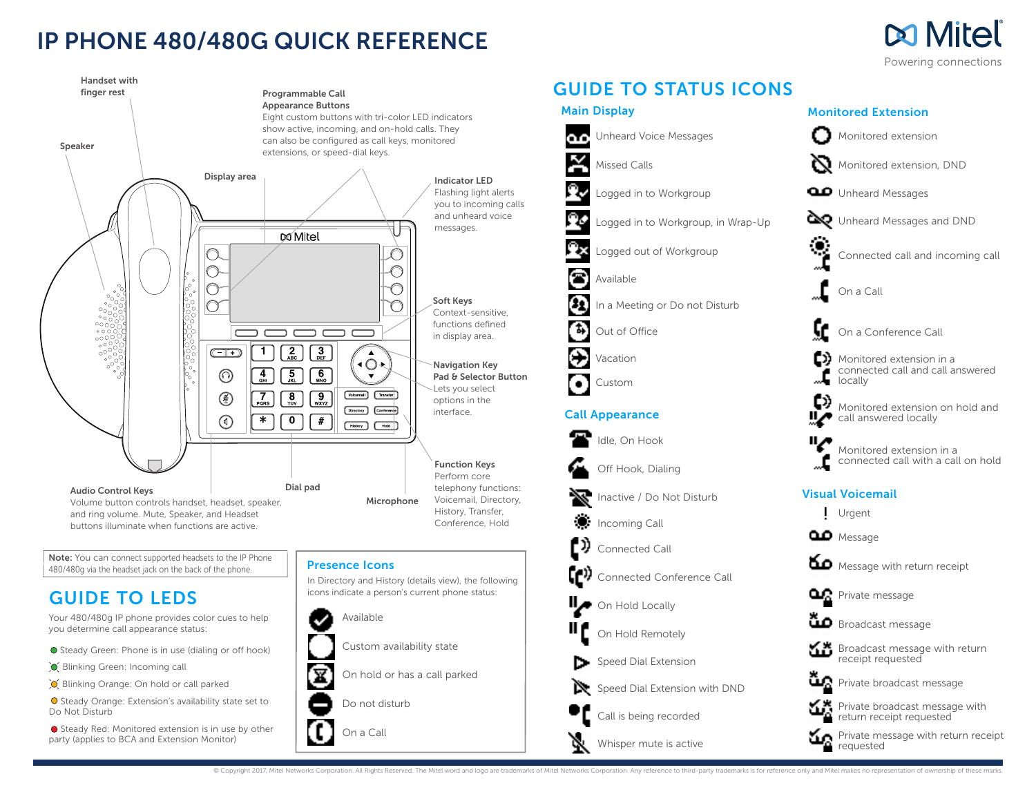# IP PHONE 480/480G QUICK REFERENCE

Mitel
Powering connections

**Handset with finger rest**

**Speaker**

**Display area**

**Programmable Call Appearance Buttons**
Eight custom buttons with tri-color LED indicators show active, incoming, and on-hold calls. They can also be configured as call keys, monitored extensions, or speed-dial keys.

**Indicator LED**
Flashing light alerts you to incoming calls and unheard voice messages.

**Soft Keys**
Context-sensitive, functions defined in display area.

**Navigation Key Pad & Selector Button**
Lets you select options in the interface.

**Function Keys**
Perform core telephony functions: Voicemail, Directory, History, Transfer, Conference, Hold

**Audio Control Keys**
Volume button controls handset, headset, speaker, and ring volume. Mute, Speaker, and Headset buttons illuminate when functions are active.

**Dial pad**

**Microphone**

**Note:** You can connect supported headsets to the IP Phone 480/480g via the headset jack on the back of the phone.

## GUIDE TO LEDS

Your 480/480g IP phone provides color cues to help you determine call appearance status:

- Steady Green: Phone is in use (dialing or off hook)
- Blinking Green: Incoming call
- Blinking Orange: On hold or call parked
- Steady Orange: Extension's availability state set to Do Not Disturb
- Steady Red: Monitored extension is in use by other party (applies to BCA and Extension Monitor)

### Presence Icons

In Directory and History (details view), the following icons indicate a person's current phone status:

- Available
- Custom availability state
- On hold or has a call parked
- Do not disturb
- On a Call

## GUIDE TO STATUS ICONS

### Main Display

- Unheard Voice Messages
- Missed Calls
- Logged in to Workgroup
- Logged in to Workgroup, in Wrap-Up
- Logged out of Workgroup
- Available
- In a Meeting or Do not Disturb
- Out of Office
- Vacation
- Custom

### Call Appearance

- Idle, On Hook
- Off Hook, Dialing
- Inactive / Do Not Disturb
- Incoming Call
- Connected Call
- Connected Conference Call
- On Hold Locally
- On Hold Remotely
- Speed Dial Extension
- Speed Dial Extension with DND
- Call is being recorded
- Whisper mute is active

### Monitored Extension

- Monitored extension
- Monitored extension, DND
- Unheard Messages
- Unheard Messages and DND
- Connected call and incoming call
- On a Call
- On a Conference Call
- Monitored extension in a connected call and call answered locally
- Monitored extension on hold and call answered locally
- Monitored extension in a connected call with a call on hold

### Visual Voicemail

- Urgent
- Message
- Message with return receipt
- Private message
- Broadcast message
- Broadcast message with return receipt requested
- Private broadcast message
- Private broadcast message with return receipt requested
- Private message with return receipt requested

© Copyright 2017, Mitel Networks Corporation. All Rights Reserved. The Mitel word and logo are trademarks of Mitel Networks Corporation. Any reference to third-party trademarks is for reference only and Mitel makes no representation of ownership of these marks.